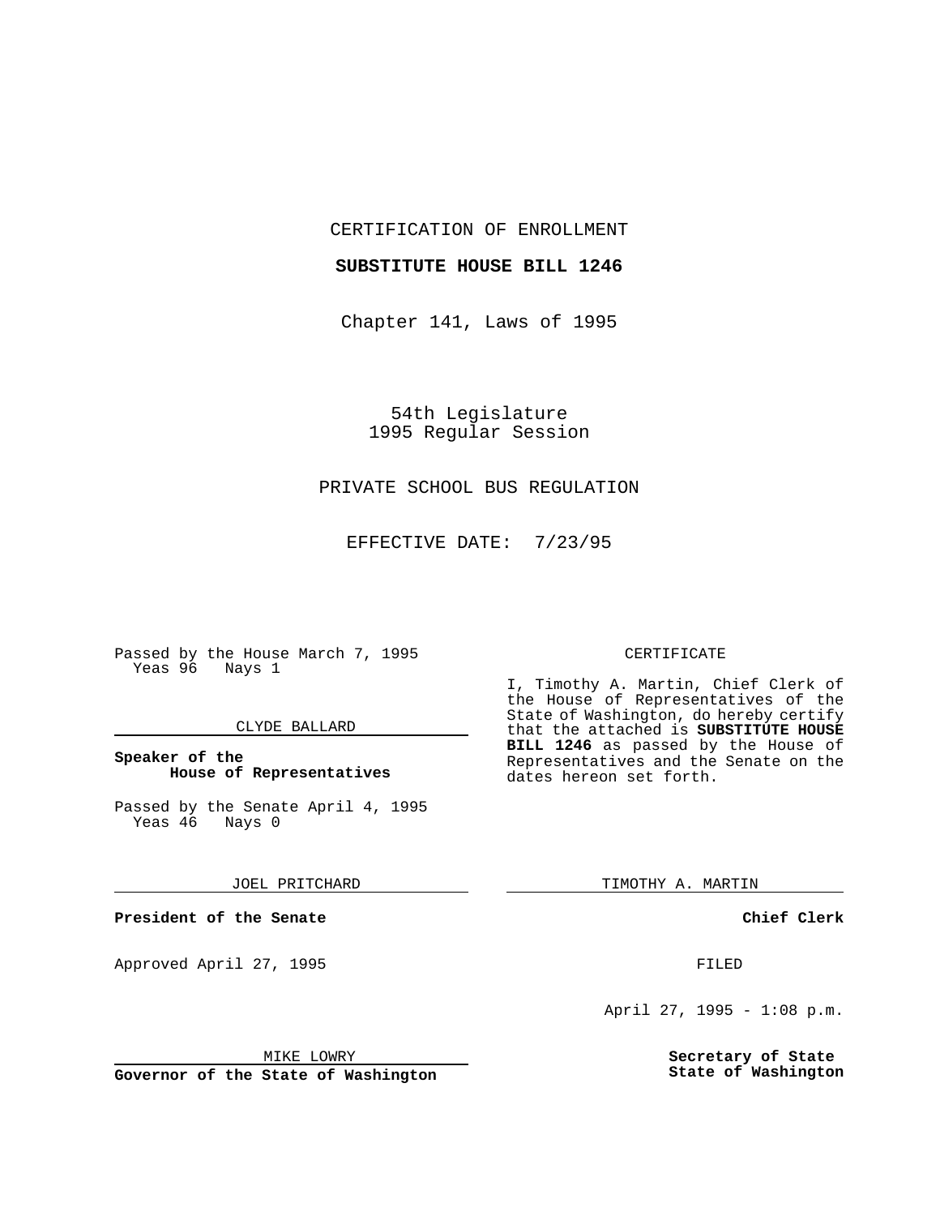CERTIFICATION OF ENROLLMENT

**SUBSTITUTE HOUSE BILL 1246**

Chapter 141, Laws of 1995

54th Legislature
1995 Regular Session

PRIVATE SCHOOL BUS REGULATION

EFFECTIVE DATE: 7/23/95

Passed by the House March 7, 1995
Yeas 96 Nays 1

CLYDE BALLARD

**Speaker of the House of Representatives**

Passed by the Senate April 4, 1995
Yeas 46 Nays 0

JOEL PRITCHARD

**President of the Senate**

Approved April 27, 1995

MIKE LOWRY

**Governor of the State of Washington**

CERTIFICATE

I, Timothy A. Martin, Chief Clerk of the House of Representatives of the State of Washington, do hereby certify that the attached is **SUBSTITUTE HOUSE BILL 1246** as passed by the House of Representatives and the Senate on the dates hereon set forth.

TIMOTHY A. MARTIN

**Chief Clerk**

FILED

April 27, 1995 - 1:08 p.m.

**Secretary of State**
**State of Washington**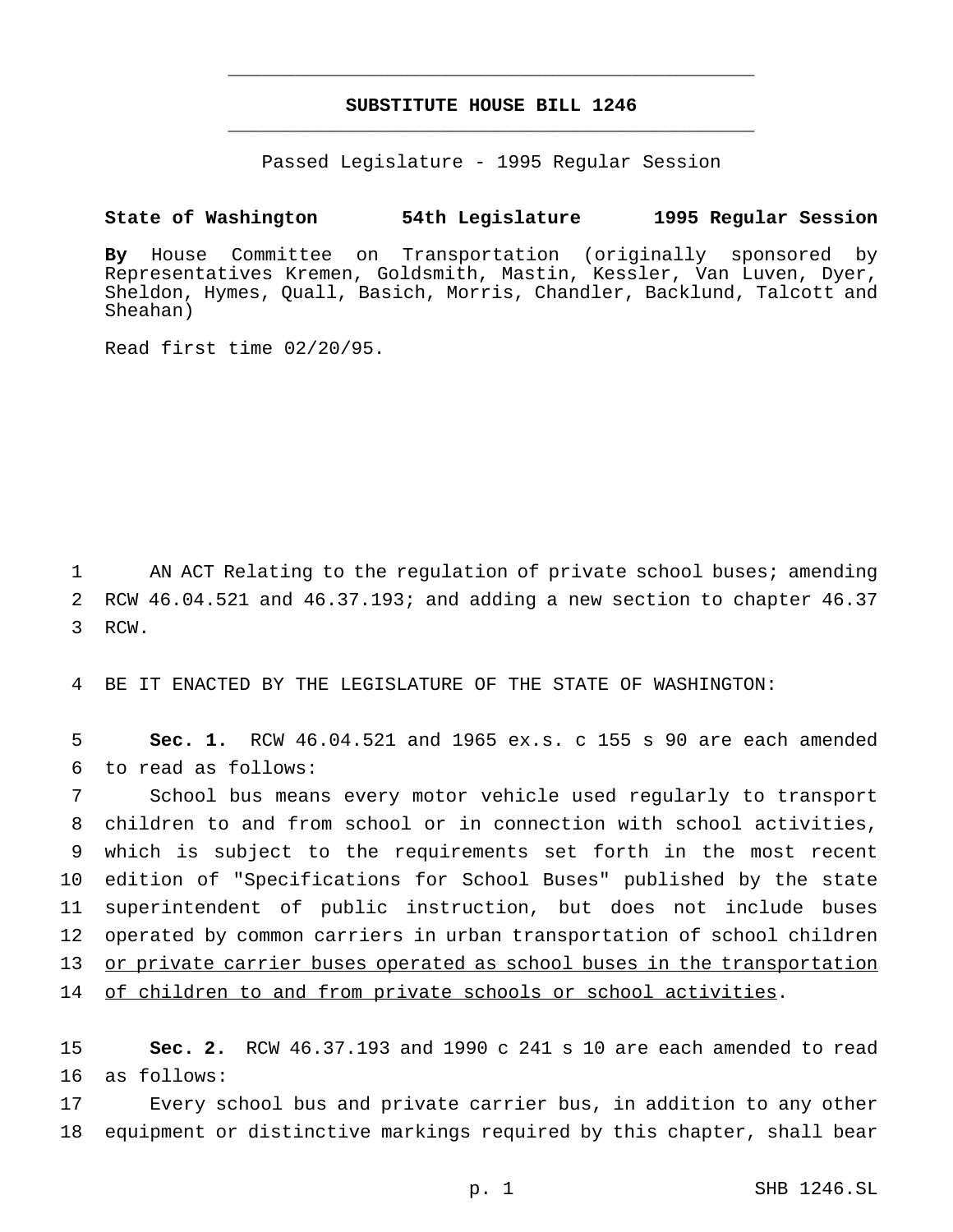# SUBSTITUTE HOUSE BILL 1246

Passed Legislature - 1995 Regular Session

**State of Washington 54th Legislature 1995 Regular Session**

**By** House Committee on Transportation (originally sponsored by Representatives Kremen, Goldsmith, Mastin, Kessler, Van Luven, Dyer, Sheldon, Hymes, Quall, Basich, Morris, Chandler, Backlund, Talcott and Sheahan)

Read first time 02/20/95.

1 AN ACT Relating to the regulation of private school buses; amending
2 RCW 46.04.521 and 46.37.193; and adding a new section to chapter 46.37
3 RCW.

4 BE IT ENACTED BY THE LEGISLATURE OF THE STATE OF WASHINGTON:

5 **Sec. 1.** RCW 46.04.521 and 1965 ex.s. c 155 s 90 are each amended
6 to read as follows:

7 School bus means every motor vehicle used regularly to transport
8 children to and from school or in connection with school activities,
9 which is subject to the requirements set forth in the most recent
10 edition of "Specifications for School Buses" published by the state
11 superintendent of public instruction, but does not include buses
12 operated by common carriers in urban transportation of school children
13 <u>or private carrier buses operated as school buses in the transportation</u>
14 <u>of children to and from private schools or school activities</u>.

15 **Sec. 2.** RCW 46.37.193 and 1990 c 241 s 10 are each amended to read
16 as follows:

17 Every school bus and private carrier bus, in addition to any other
18 equipment or distinctive markings required by this chapter, shall bear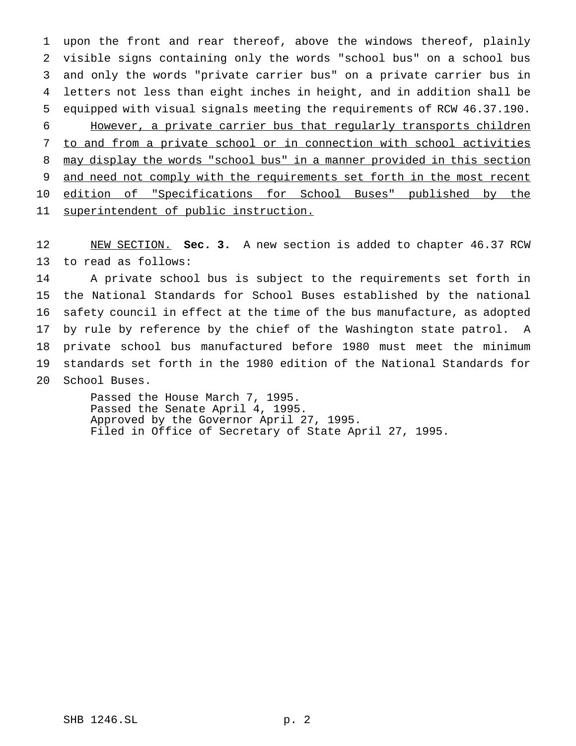upon the front and rear thereof, above the windows thereof, plainly visible signs containing only the words "school bus" on a school bus and only the words "private carrier bus" on a private carrier bus in letters not less than eight inches in height, and in addition shall be equipped with visual signals meeting the requirements of RCW 46.37.190. However, a private carrier bus that regularly transports children to and from a private school or in connection with school activities may display the words "school bus" in a manner provided in this section and need not comply with the requirements set forth in the most recent edition of "Specifications for School Buses" published by the superintendent of public instruction.

NEW SECTION. **Sec. 3.** A new section is added to chapter 46.37 RCW to read as follows:

A private school bus is subject to the requirements set forth in the National Standards for School Buses established by the national safety council in effect at the time of the bus manufacture, as adopted by rule by reference by the chief of the Washington state patrol. A private school bus manufactured before 1980 must meet the minimum standards set forth in the 1980 edition of the National Standards for School Buses.

Passed the House March 7, 1995.
Passed the Senate April 4, 1995.
Approved by the Governor April 27, 1995.
Filed in Office of Secretary of State April 27, 1995.